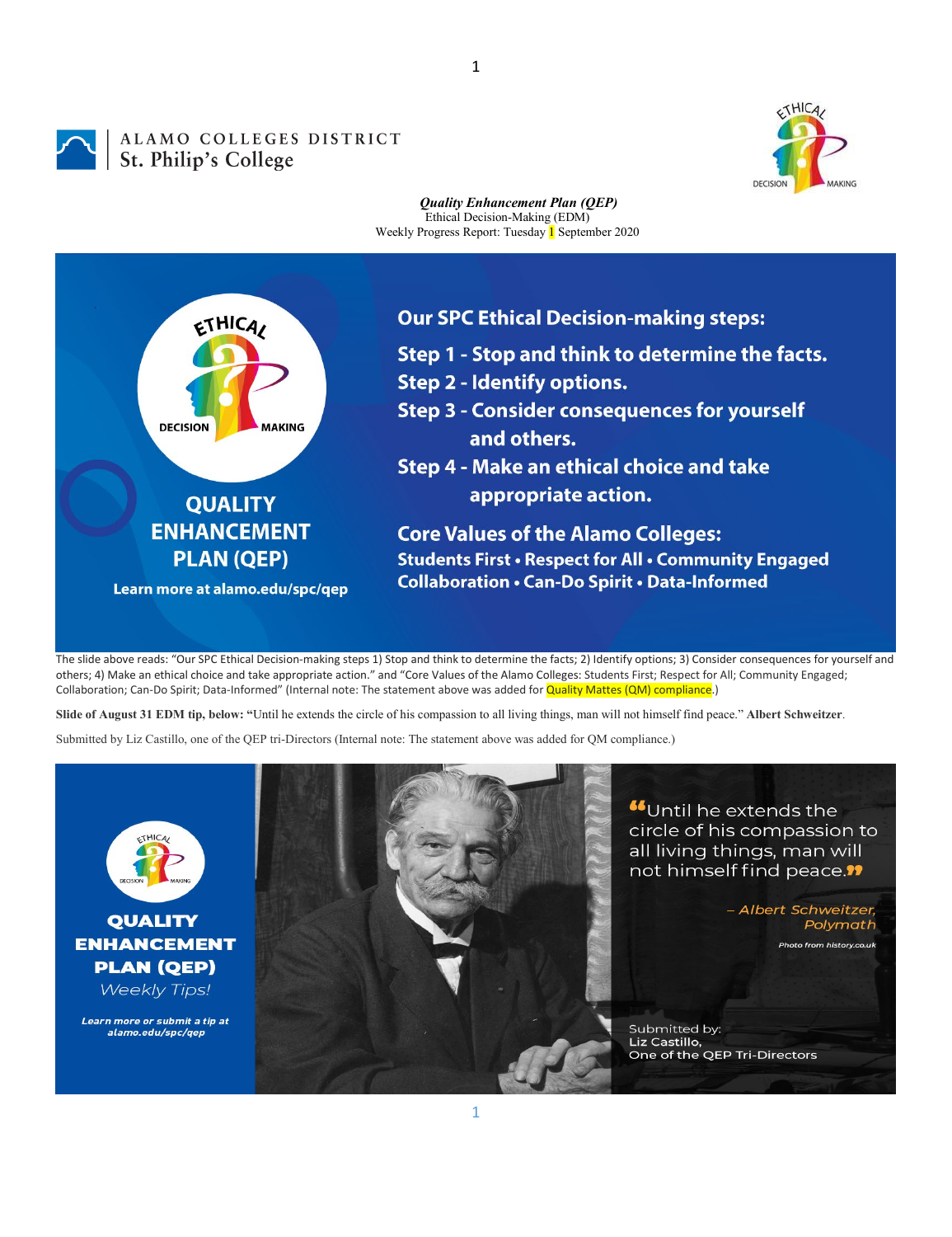ALAMO COLLEGES DISTRICT
St. Philip's College

***Quality Enhancement Plan (QEP)***
Ethical Decision-Making (EDM)
Weekly Progress Report: Tuesday 1 September 2020

## Our SPC Ethical Decision-making steps:

**Step 1 - Stop and think to determine the facts.**
**Step 2 - Identify options.**
**Step 3 - Consider consequences for yourself and others.**
**Step 4 - Make an ethical choice and take appropriate action.**

## Core Values of the Alamo Colleges:

**Students First • Respect for All • Community Engaged**
**Collaboration • Can-Do Spirit • Data-Informed**

**QUALITY ENHANCEMENT PLAN (QEP)**

**Learn more at alamo.edu/spc/qep**

The slide above reads: "Our SPC Ethical Decision-making steps 1) Stop and think to determine the facts; 2) Identify options; 3) Consider consequences for yourself and others; 4) Make an ethical choice and take appropriate action." and "Core Values of the Alamo Colleges: Students First; Respect for All; Community Engaged; Collaboration; Can-Do Spirit; Data-Informed" (Internal note: The statement above was added for Quality Mattes (QM) compliance.)

**Slide of August 31 EDM tip, below: "**Until he extends the circle of his compassion to all living things, man will not himself find peace." **Albert Schweitzer**.

Submitted by Liz Castillo, one of the QEP tri-Directors (Internal note: The statement above was added for QM compliance.)

**QUALITY ENHANCEMENT PLAN (QEP)**
*Weekly Tips!*

***Learn more or submit a tip at alamo.edu/spc/qep***

"Until he extends the circle of his compassion to all living things, man will not himself find peace."

*– Albert Schweitzer, Polymath*

*Photo from history.co.uk*

Submitted by:
Liz Castillo,
One of the QEP Tri-Directors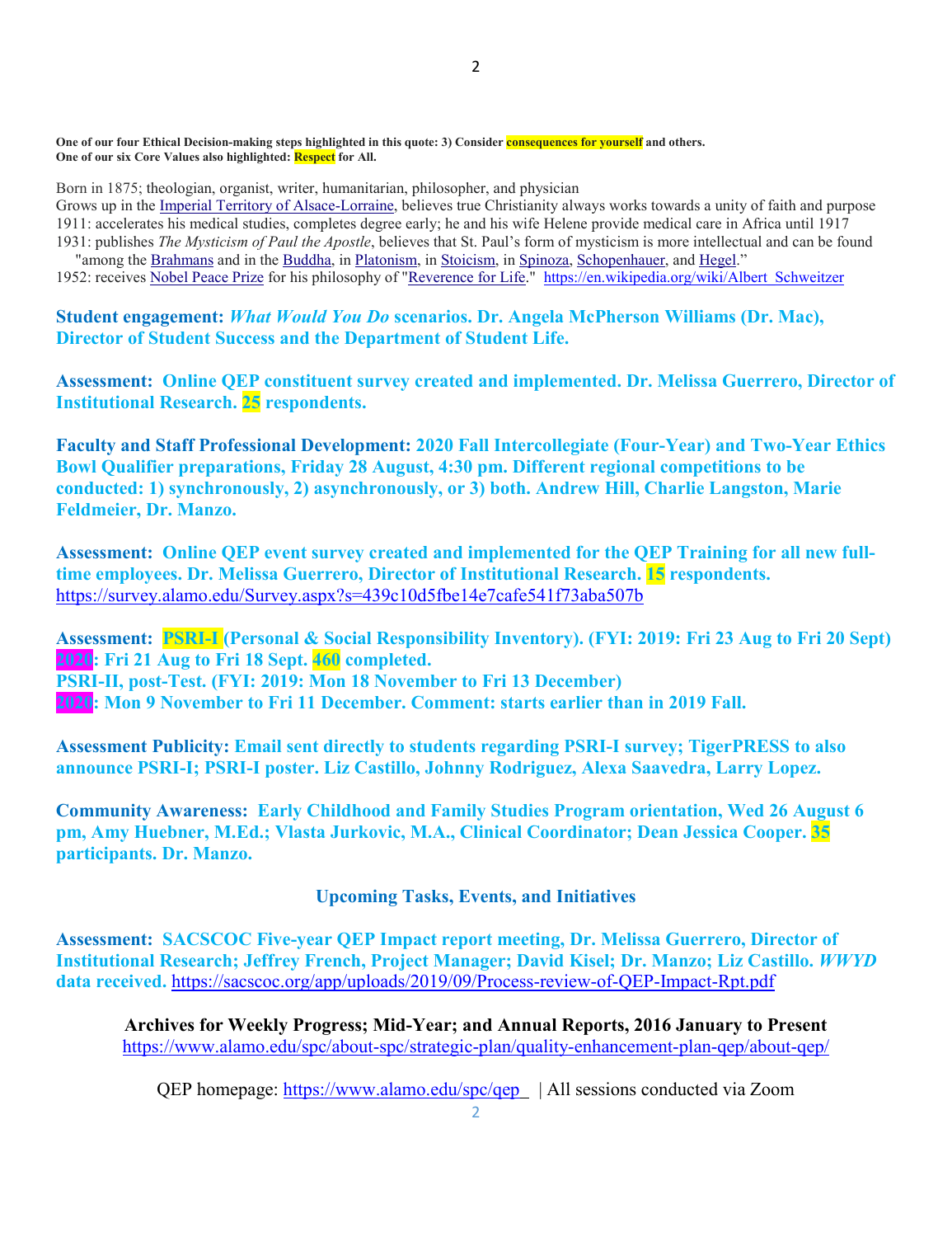**One of our four Ethical Decision-making steps highlighted in this quote: 3) Consider consequences for yourself and others.**
**One of our six Core Values also highlighted: Respect for All.**

Born in 1875; theologian, organist, writer, humanitarian, philosopher, and physician
Grows up in the Imperial Territory of Alsace-Lorraine, believes true Christianity always works towards a unity of faith and purpose
1911: accelerates his medical studies, completes degree early; he and his wife Helene provide medical care in Africa until 1917
1931: publishes *The Mysticism of Paul the Apostle*, believes that St. Paul's form of mysticism is more intellectual and can be found "among the Brahmans and in the Buddha, in Platonism, in Stoicism, in Spinoza, Schopenhauer, and Hegel."
1952: receives Nobel Peace Prize for his philosophy of "Reverence for Life." https://en.wikipedia.org/wiki/Albert_Schweitzer

**Student engagement: *What Would You Do* scenarios. Dr. Angela McPherson Williams (Dr. Mac), Director of Student Success and the Department of Student Life.**

**Assessment: Online QEP constituent survey created and implemented. Dr. Melissa Guerrero, Director of Institutional Research. 25 respondents.**

**Faculty and Staff Professional Development: 2020 Fall Intercollegiate (Four-Year) and Two-Year Ethics Bowl Qualifier preparations, Friday 28 August, 4:30 pm. Different regional competitions to be conducted: 1) synchronously, 2) asynchronously, or 3) both. Andrew Hill, Charlie Langston, Marie Feldmeier, Dr. Manzo.**

**Assessment: Online QEP event survey created and implemented for the QEP Training for all new full-time employees. Dr. Melissa Guerrero, Director of Institutional Research. 15 respondents.**
https://survey.alamo.edu/Survey.aspx?s=439c10d5fbe14e7cafe541f73aba507b

**Assessment: PSRI-I (Personal & Social Responsibility Inventory). (FYI: 2019: Fri 23 Aug to Fri 20 Sept)**
**2020: Fri 21 Aug to Fri 18 Sept. 460 completed.**
**PSRI-II, post-Test. (FYI: 2019: Mon 18 November to Fri 13 December)**
**2020: Mon 9 November to Fri 11 December. Comment: starts earlier than in 2019 Fall.**

**Assessment Publicity: Email sent directly to students regarding PSRI-I survey; TigerPRESS to also announce PSRI-I; PSRI-I poster. Liz Castillo, Johnny Rodriguez, Alexa Saavedra, Larry Lopez.**

**Community Awareness: Early Childhood and Family Studies Program orientation, Wed 26 August 6 pm, Amy Huebner, M.Ed.; Vlasta Jurkovic, M.A., Clinical Coordinator; Dean Jessica Cooper. 35 participants. Dr. Manzo.**

## Upcoming Tasks, Events, and Initiatives

**Assessment: SACSCOC Five-year QEP Impact report meeting, Dr. Melissa Guerrero, Director of Institutional Research; Jeffrey French, Project Manager; David Kisel; Dr. Manzo; Liz Castillo. *WWYD* data received.** https://sacscoc.org/app/uploads/2019/09/Process-review-of-QEP-Impact-Rpt.pdf

**Archives for Weekly Progress; Mid-Year; and Annual Reports, 2016 January to Present**
https://www.alamo.edu/spc/about-spc/strategic-plan/quality-enhancement-plan-qep/about-qep/

QEP homepage: https://www.alamo.edu/spc/qep | All sessions conducted via Zoom